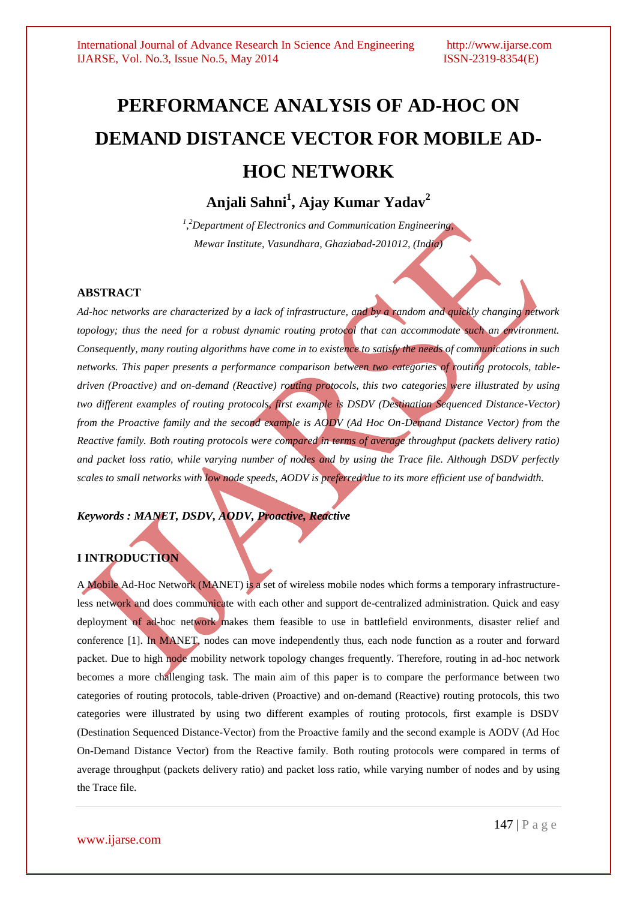# PERFORMANCE ANALYSIS OF AD-HOC ON DEMAND DISTANCE VECTOR FOR MOBILE AD-HOC NETWORK

**Anjali Sahni[1], Ajay Kumar Yadav[2]**

*[1,2]Department of Electronics and Communication Engineering, Mewar Institute, Vasundhara, Ghaziabad-201012, (India)*

## ABSTRACT

*Ad-hoc networks are characterized by a lack of infrastructure, and by a random and quickly changing network topology; thus the need for a robust dynamic routing protocol that can accommodate such an environment. Consequently, many routing algorithms have come in to existence to satisfy the needs of communications in such networks. This paper presents a performance comparison between two categories of routing protocols, table-driven (Proactive) and on-demand (Reactive) routing protocols, this two categories were illustrated by using two different examples of routing protocols, first example is DSDV (Destination Sequenced Distance-Vector) from the Proactive family and the second example is AODV (Ad Hoc On-Demand Distance Vector) from the Reactive family. Both routing protocols were compared in terms of average throughput (packets delivery ratio) and packet loss ratio, while varying number of nodes and by using the Trace file. Although DSDV perfectly scales to small networks with low node speeds, AODV is preferred due to its more efficient use of bandwidth.*

***Keywords : MANET, DSDV, AODV, Proactive, Reactive***

## I INTRODUCTION

A Mobile Ad-Hoc Network (MANET) is a set of wireless mobile nodes which forms a temporary infrastructure-less network and does communicate with each other and support de-centralized administration. Quick and easy deployment of ad-hoc network makes them feasible to use in battlefield environments, disaster relief and conference [1]. In MANET, nodes can move independently thus, each node function as a router and forward packet. Due to high node mobility network topology changes frequently. Therefore, routing in ad-hoc network becomes a more challenging task. The main aim of this paper is to compare the performance between two categories of routing protocols, table-driven (Proactive) and on-demand (Reactive) routing protocols, this two categories were illustrated by using two different examples of routing protocols, first example is DSDV (Destination Sequenced Distance-Vector) from the Proactive family and the second example is AODV (Ad Hoc On-Demand Distance Vector) from the Reactive family. Both routing protocols were compared in terms of average throughput (packets delivery ratio) and packet loss ratio, while varying number of nodes and by using the Trace file.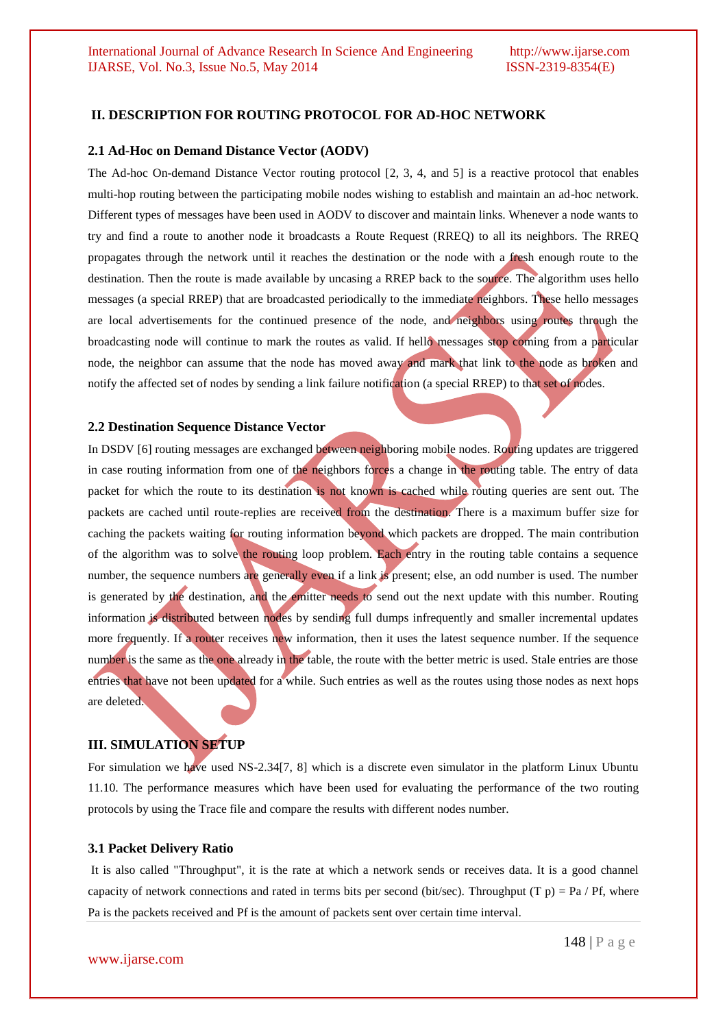## II. DESCRIPTION FOR ROUTING PROTOCOL FOR AD-HOC NETWORK

### 2.1 Ad-Hoc on Demand Distance Vector (AODV)

The Ad-hoc On-demand Distance Vector routing protocol [2, 3, 4, and 5] is a reactive protocol that enables multi-hop routing between the participating mobile nodes wishing to establish and maintain an ad-hoc network. Different types of messages have been used in AODV to discover and maintain links. Whenever a node wants to try and find a route to another node it broadcasts a Route Request (RREQ) to all its neighbors. The RREQ propagates through the network until it reaches the destination or the node with a fresh enough route to the destination. Then the route is made available by uncasing a RREP back to the source. The algorithm uses hello messages (a special RREP) that are broadcasted periodically to the immediate neighbors. These hello messages are local advertisements for the continued presence of the node, and neighbors using routes through the broadcasting node will continue to mark the routes as valid. If hello messages stop coming from a particular node, the neighbor can assume that the node has moved away and mark that link to the node as broken and notify the affected set of nodes by sending a link failure notification (a special RREP) to that set of nodes.

### 2.2 Destination Sequence Distance Vector

In DSDV [6] routing messages are exchanged between neighboring mobile nodes. Routing updates are triggered in case routing information from one of the neighbors forces a change in the routing table. The entry of data packet for which the route to its destination is not known is cached while routing queries are sent out. The packets are cached until route-replies are received from the destination. There is a maximum buffer size for caching the packets waiting for routing information beyond which packets are dropped. The main contribution of the algorithm was to solve the routing loop problem. Each entry in the routing table contains a sequence number, the sequence numbers are generally even if a link is present; else, an odd number is used. The number is generated by the destination, and the emitter needs to send out the next update with this number. Routing information is distributed between nodes by sending full dumps infrequently and smaller incremental updates more frequently. If a router receives new information, then it uses the latest sequence number. If the sequence number is the same as the one already in the table, the route with the better metric is used. Stale entries are those entries that have not been updated for a while. Such entries as well as the routes using those nodes as next hops are deleted.

## III. SIMULATION SETUP

For simulation we have used NS-2.34[7, 8] which is a discrete even simulator in the platform Linux Ubuntu 11.10. The performance measures which have been used for evaluating the performance of the two routing protocols by using the Trace file and compare the results with different nodes number.

### 3.1 Packet Delivery Ratio

It is also called "Throughput", it is the rate at which a network sends or receives data. It is a good channel capacity of network connections and rated in terms bits per second (bit/sec). Throughput (T p) = Pa / Pf, where Pa is the packets received and Pf is the amount of packets sent over certain time interval.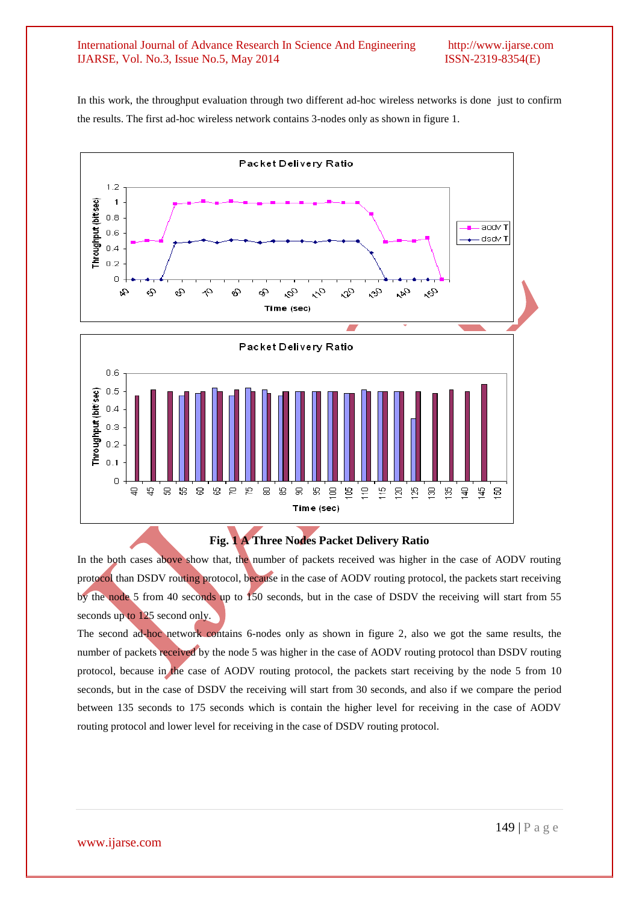In this work, the throughput evaluation through two different ad-hoc wireless networks is done just to confirm the results. The first ad-hoc wireless network contains 3-nodes only as shown in figure 1.

**Fig. 1 A Three Nodes Packet Delivery Ratio**

In the both cases above show that, the number of packets received was higher in the case of AODV routing protocol than DSDV routing protocol, because in the case of AODV routing protocol, the packets start receiving by the node 5 from 40 seconds up to 150 seconds, but in the case of DSDV the receiving will start from 55 seconds up to 125 second only.

The second ad-hoc network contains 6-nodes only as shown in figure 2, also we got the same results, the number of packets received by the node 5 was higher in the case of AODV routing protocol than DSDV routing protocol, because in the case of AODV routing protocol, the packets start receiving by the node 5 from 10 seconds, but in the case of DSDV the receiving will start from 30 seconds, and also if we compare the period between 135 seconds to 175 seconds which is contain the higher level for receiving in the case of AODV routing protocol and lower level for receiving in the case of DSDV routing protocol.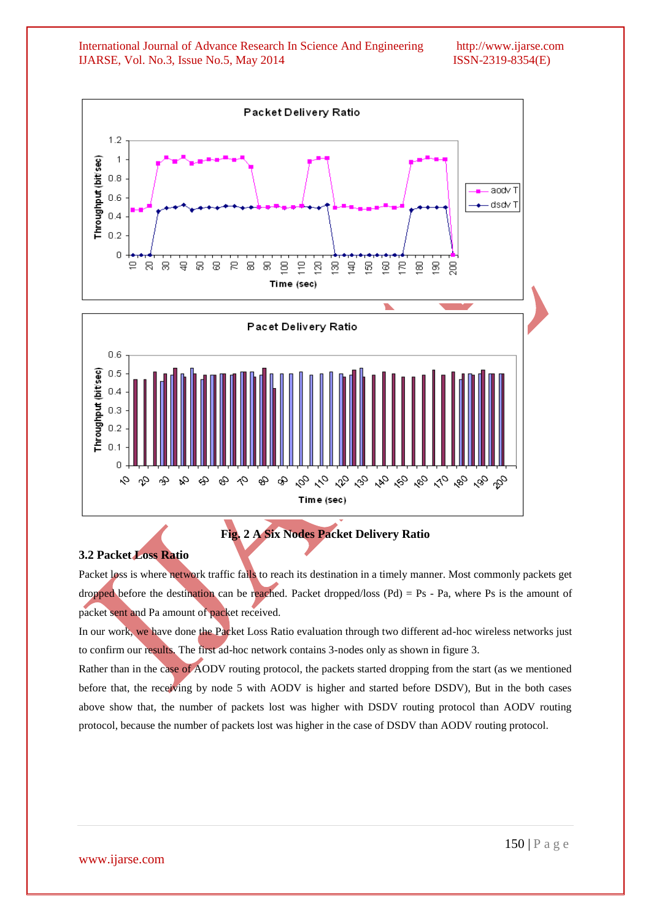Fig. 2 A Six Nodes Packet Delivery Ratio

### 3.2 Packet Loss Ratio

Packet loss is where network traffic fails to reach its destination in a timely manner. Most commonly packets get dropped before the destination can be reached. Packet dropped/loss (Pd) = Ps - Pa, where Ps is the amount of packet sent and Pa amount of packet received.

In our work, we have done the Packet Loss Ratio evaluation through two different ad-hoc wireless networks just to confirm our results. The first ad-hoc network contains 3-nodes only as shown in figure 3.

Rather than in the case of AODV routing protocol, the packets started dropping from the start (as we mentioned before that, the receiving by node 5 with AODV is higher and started before DSDV), But in the both cases above show that, the number of packets lost was higher with DSDV routing protocol than AODV routing protocol, because the number of packets lost was higher in the case of DSDV than AODV routing protocol.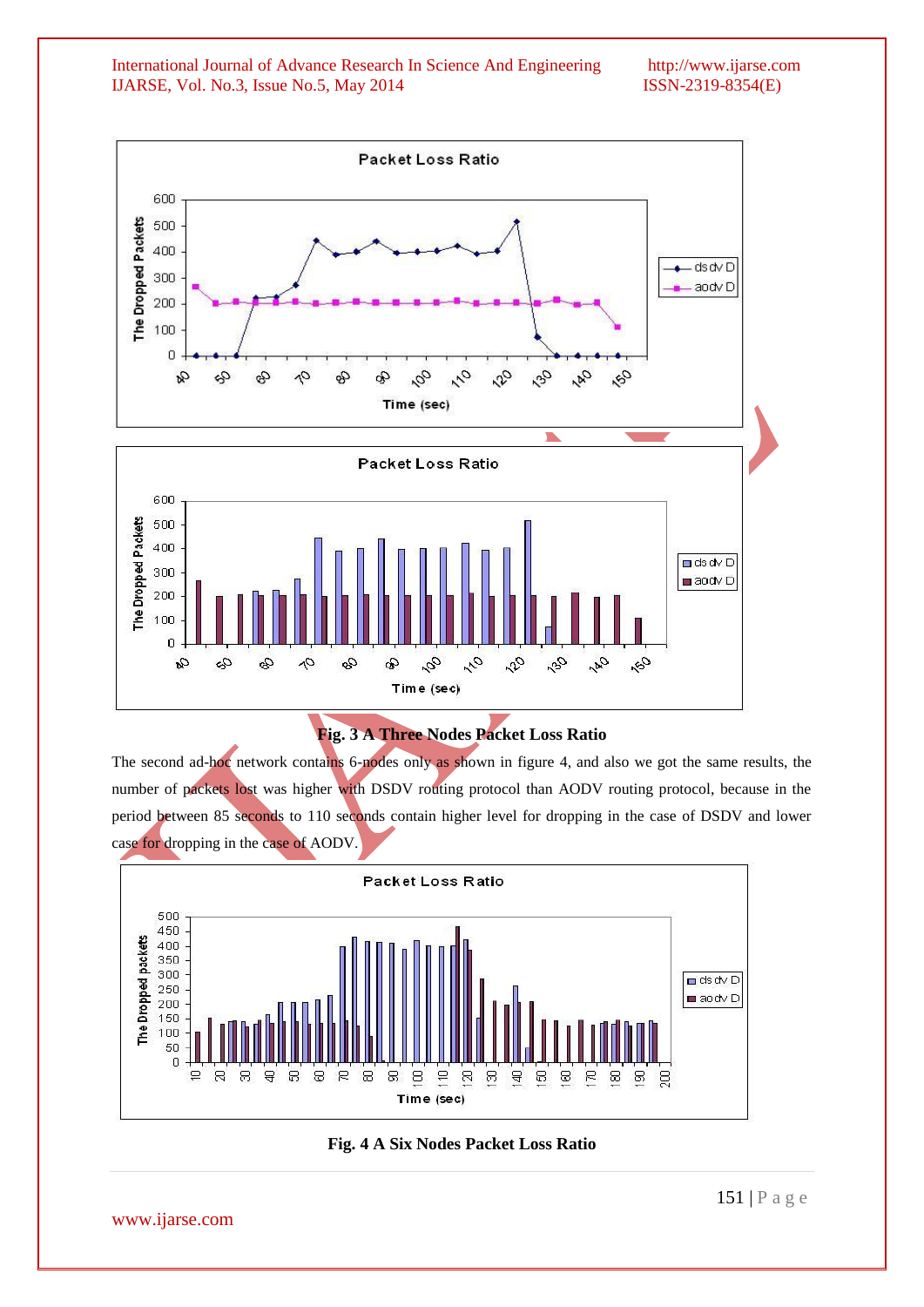Fig. 3 A Three Nodes Packet Loss Ratio

The second ad-hoc network contains 6-nodes only as shown in figure 4, and also we got the same results, the number of packets lost was higher with DSDV routing protocol than AODV routing protocol, because in the period between 85 seconds to 110 seconds contain higher level for dropping in the case of DSDV and lower case for dropping in the case of AODV.

Fig. 4 A Six Nodes Packet Loss Ratio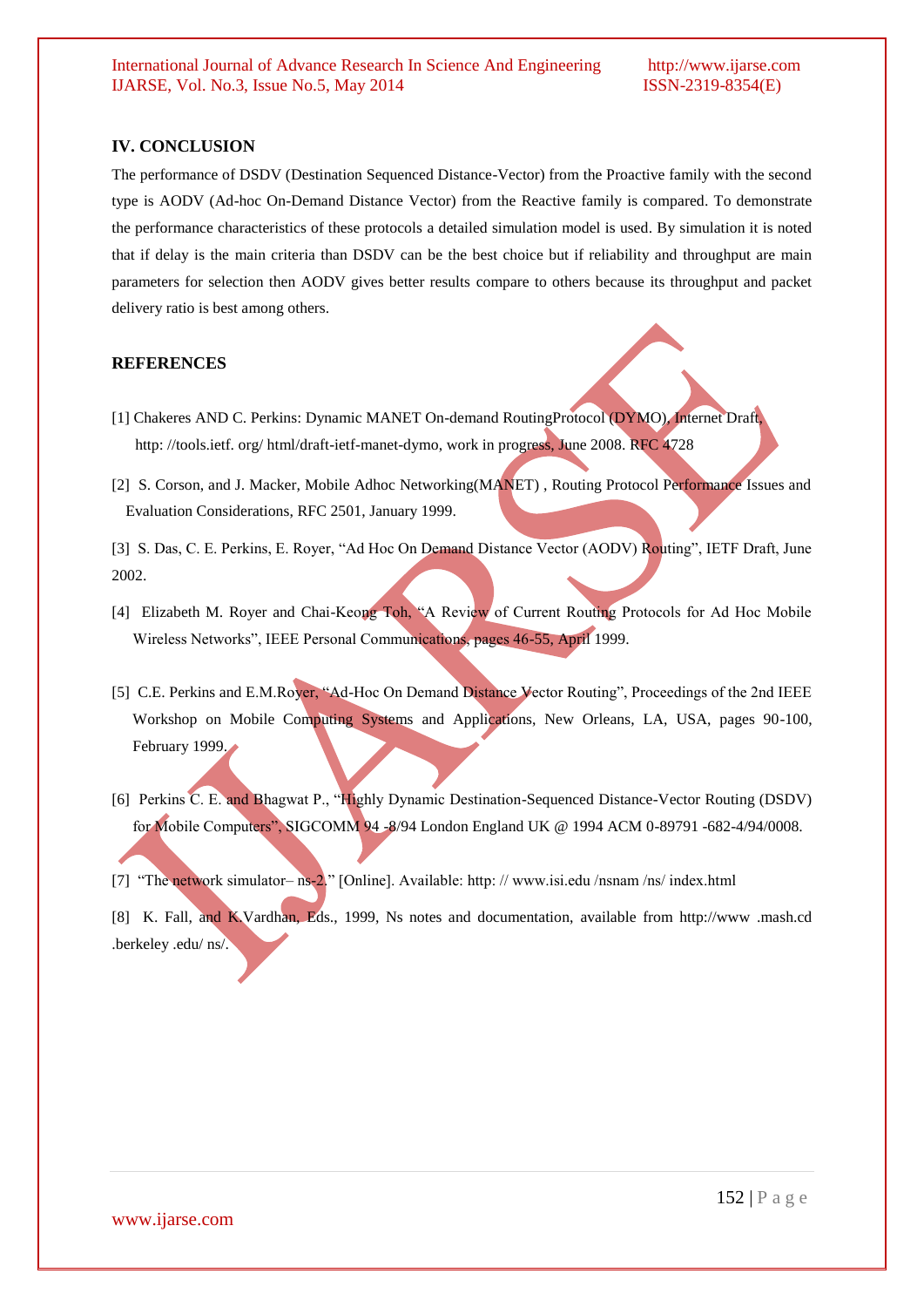## IV. CONCLUSION

The performance of DSDV (Destination Sequenced Distance-Vector) from the Proactive family with the second type is AODV (Ad-hoc On-Demand Distance Vector) from the Reactive family is compared. To demonstrate the performance characteristics of these protocols a detailed simulation model is used. By simulation it is noted that if delay is the main criteria than DSDV can be the best choice but if reliability and throughput are main parameters for selection then AODV gives better results compare to others because its throughput and packet delivery ratio is best among others.

## REFERENCES

[1] Chakeres AND C. Perkins: Dynamic MANET On-demand RoutingProtocol (DYMO), Internet Draft, http: //tools.ietf. org/ html/draft-ietf-manet-dymo, work in progress, June 2008. RFC 4728

[2] S. Corson, and J. Macker, Mobile Adhoc Networking(MANET) , Routing Protocol Performance Issues and Evaluation Considerations, RFC 2501, January 1999.

[3] S. Das, C. E. Perkins, E. Royer, "Ad Hoc On Demand Distance Vector (AODV) Routing", IETF Draft, June 2002.

[4] Elizabeth M. Royer and Chai-Keong Toh, "A Review of Current Routing Protocols for Ad Hoc Mobile Wireless Networks", IEEE Personal Communications, pages 46-55, April 1999.

[5] C.E. Perkins and E.M.Royer, "Ad-Hoc On Demand Distance Vector Routing", Proceedings of the 2nd IEEE Workshop on Mobile Computing Systems and Applications, New Orleans, LA, USA, pages 90-100, February 1999.

[6] Perkins C. E. and Bhagwat P., "Highly Dynamic Destination-Sequenced Distance-Vector Routing (DSDV) for Mobile Computers", SIGCOMM 94 -8/94 London England UK @ 1994 ACM 0-89791 -682-4/94/0008.

[7] "The network simulator– ns-2." [Online]. Available: http: // www.isi.edu /nsnam /ns/ index.html

[8] K. Fall, and K.Vardhan, Eds., 1999, Ns notes and documentation, available from http://www .mash.cd .berkeley .edu/ ns/.